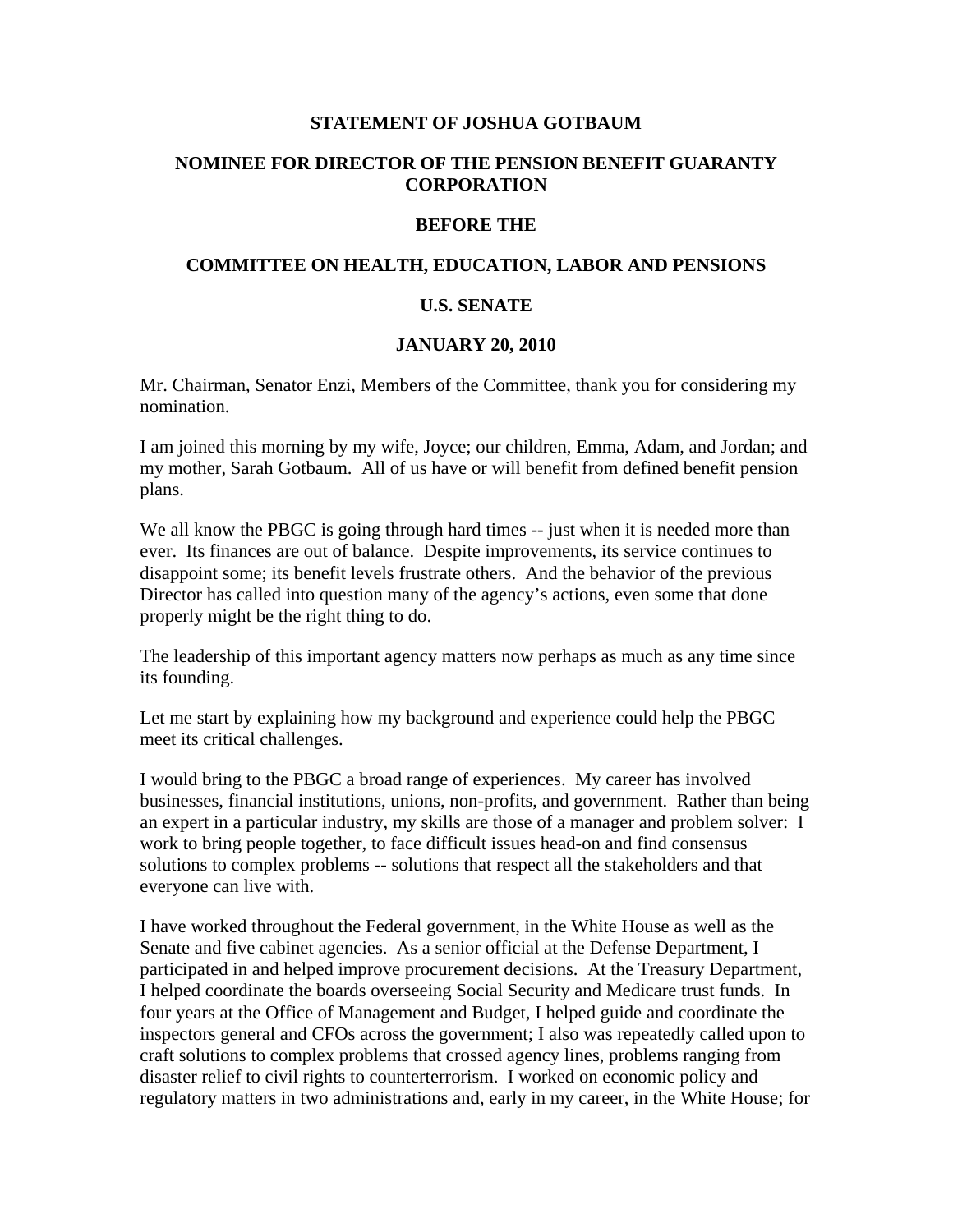**STATEMENT OF JOSHUA GOTBAUM**

**NOMINEE FOR DIRECTOR OF THE PENSION BENEFIT GUARANTY CORPORATION**

**BEFORE THE**

**COMMITTEE ON HEALTH, EDUCATION, LABOR AND PENSIONS**

**U.S. SENATE**

**JANUARY 20, 2010**

Mr. Chairman, Senator Enzi, Members of the Committee, thank you for considering my nomination.

I am joined this morning by my wife, Joyce; our children, Emma, Adam, and Jordan; and my mother, Sarah Gotbaum. All of us have or will benefit from defined benefit pension plans.

We all know the PBGC is going through hard times -- just when it is needed more than ever. Its finances are out of balance. Despite improvements, its service continues to disappoint some; its benefit levels frustrate others. And the behavior of the previous Director has called into question many of the agency's actions, even some that done properly might be the right thing to do.

The leadership of this important agency matters now perhaps as much as any time since its founding.

Let me start by explaining how my background and experience could help the PBGC meet its critical challenges.

I would bring to the PBGC a broad range of experiences. My career has involved businesses, financial institutions, unions, non-profits, and government. Rather than being an expert in a particular industry, my skills are those of a manager and problem solver: I work to bring people together, to face difficult issues head-on and find consensus solutions to complex problems -- solutions that respect all the stakeholders and that everyone can live with.

I have worked throughout the Federal government, in the White House as well as the Senate and five cabinet agencies. As a senior official at the Defense Department, I participated in and helped improve procurement decisions. At the Treasury Department, I helped coordinate the boards overseeing Social Security and Medicare trust funds. In four years at the Office of Management and Budget, I helped guide and coordinate the inspectors general and CFOs across the government; I also was repeatedly called upon to craft solutions to complex problems that crossed agency lines, problems ranging from disaster relief to civil rights to counterterrorism. I worked on economic policy and regulatory matters in two administrations and, early in my career, in the White House; for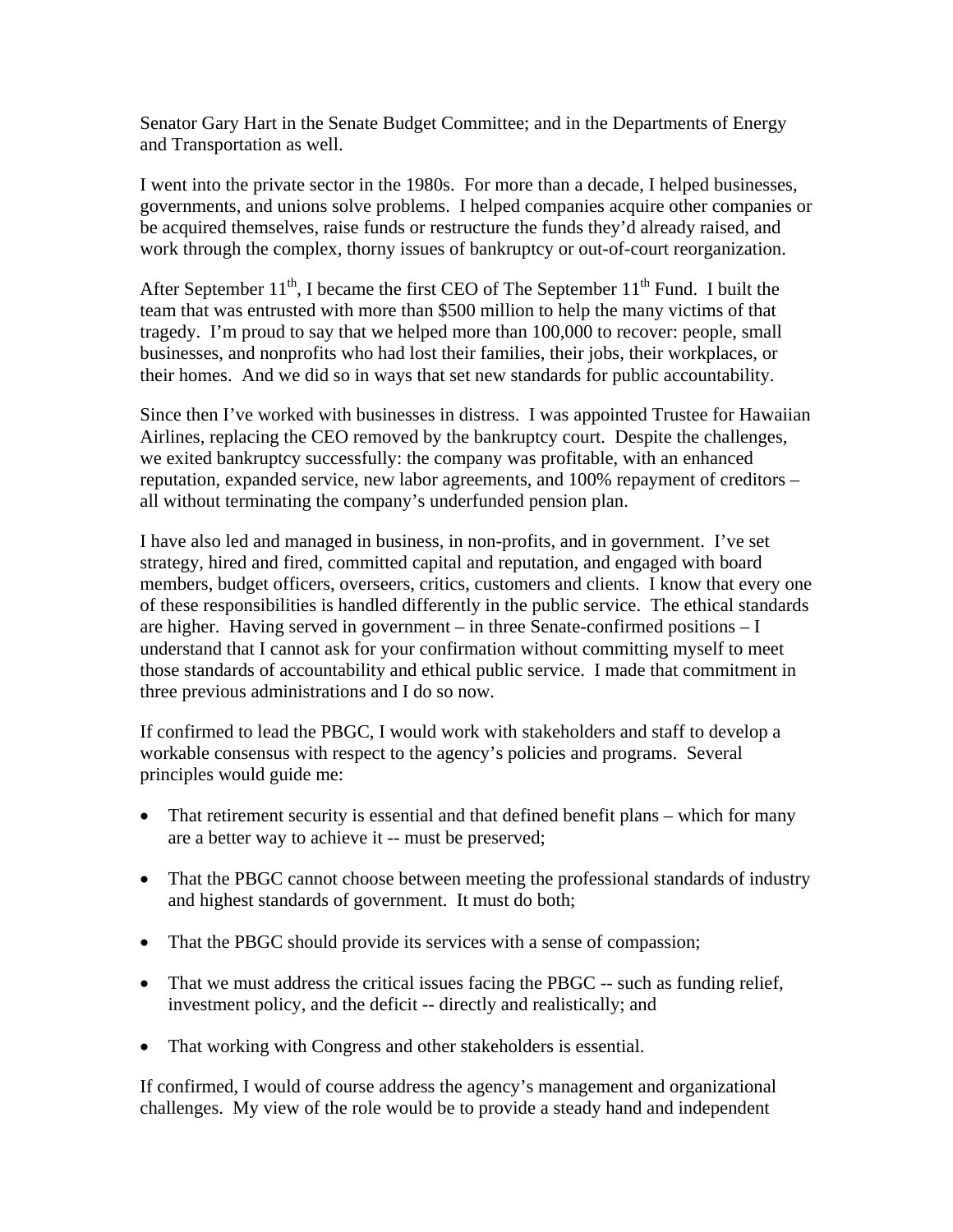Senator Gary Hart in the Senate Budget Committee; and in the Departments of Energy and Transportation as well.

I went into the private sector in the 1980s. For more than a decade, I helped businesses, governments, and unions solve problems. I helped companies acquire other companies or be acquired themselves, raise funds or restructure the funds they'd already raised, and work through the complex, thorny issues of bankruptcy or out-of-court reorganization.

After September 11th, I became the first CEO of The September 11th Fund. I built the team that was entrusted with more than $500 million to help the many victims of that tragedy. I'm proud to say that we helped more than 100,000 to recover: people, small businesses, and nonprofits who had lost their families, their jobs, their workplaces, or their homes. And we did so in ways that set new standards for public accountability.

Since then I've worked with businesses in distress. I was appointed Trustee for Hawaiian Airlines, replacing the CEO removed by the bankruptcy court. Despite the challenges, we exited bankruptcy successfully: the company was profitable, with an enhanced reputation, expanded service, new labor agreements, and 100% repayment of creditors – all without terminating the company's underfunded pension plan.

I have also led and managed in business, in non-profits, and in government. I've set strategy, hired and fired, committed capital and reputation, and engaged with board members, budget officers, overseers, critics, customers and clients. I know that every one of these responsibilities is handled differently in the public service. The ethical standards are higher. Having served in government – in three Senate-confirmed positions – I understand that I cannot ask for your confirmation without committing myself to meet those standards of accountability and ethical public service. I made that commitment in three previous administrations and I do so now.

If confirmed to lead the PBGC, I would work with stakeholders and staff to develop a workable consensus with respect to the agency's policies and programs. Several principles would guide me:

- That retirement security is essential and that defined benefit plans – which for many are a better way to achieve it -- must be preserved;
- That the PBGC cannot choose between meeting the professional standards of industry and highest standards of government. It must do both;
- That the PBGC should provide its services with a sense of compassion;
- That we must address the critical issues facing the PBGC -- such as funding relief, investment policy, and the deficit -- directly and realistically; and
- That working with Congress and other stakeholders is essential.

If confirmed, I would of course address the agency's management and organizational challenges. My view of the role would be to provide a steady hand and independent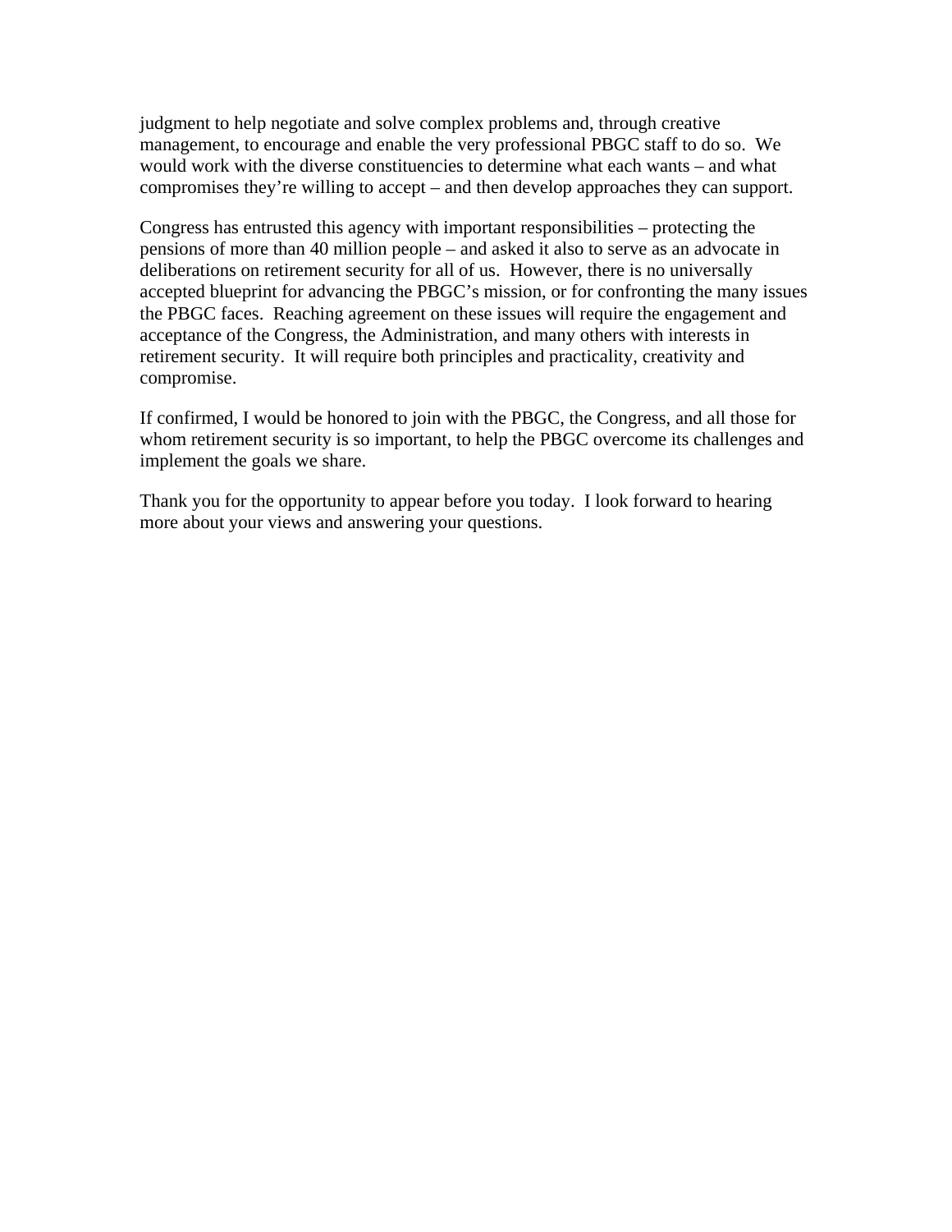judgment to help negotiate and solve complex problems and, through creative management, to encourage and enable the very professional PBGC staff to do so. We would work with the diverse constituencies to determine what each wants – and what compromises they're willing to accept – and then develop approaches they can support.

Congress has entrusted this agency with important responsibilities – protecting the pensions of more than 40 million people – and asked it also to serve as an advocate in deliberations on retirement security for all of us. However, there is no universally accepted blueprint for advancing the PBGC's mission, or for confronting the many issues the PBGC faces. Reaching agreement on these issues will require the engagement and acceptance of the Congress, the Administration, and many others with interests in retirement security. It will require both principles and practicality, creativity and compromise.

If confirmed, I would be honored to join with the PBGC, the Congress, and all those for whom retirement security is so important, to help the PBGC overcome its challenges and implement the goals we share.

Thank you for the opportunity to appear before you today. I look forward to hearing more about your views and answering your questions.